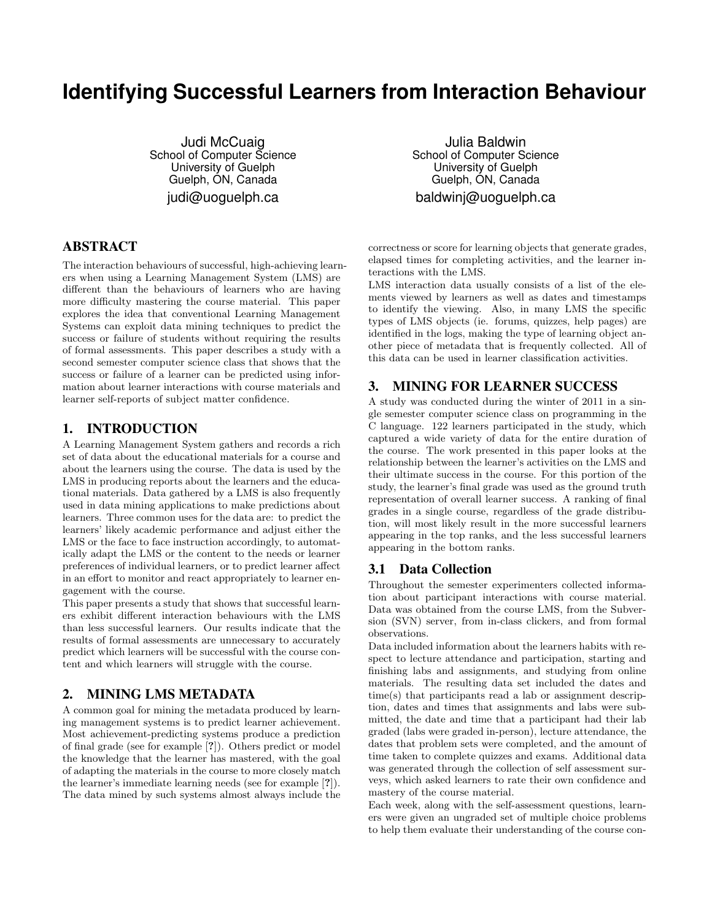# Identifying Successful Learners from Interaction Behaviour

Judi McCuaig
School of Computer Science
University of Guelph
Guelph, ON, Canada
judi@uoguelph.ca

Julia Baldwin
School of Computer Science
University of Guelph
Guelph, ON, Canada
baldwinj@uoguelph.ca

## ABSTRACT

The interaction behaviours of successful, high-achieving learners when using a Learning Management System (LMS) are different than the behaviours of learners who are having more difficulty mastering the course material. This paper explores the idea that conventional Learning Management Systems can exploit data mining techniques to predict the success or failure of students without requiring the results of formal assessments. This paper describes a study with a second semester computer science class that shows that the success or failure of a learner can be predicted using information about learner interactions with course materials and learner self-reports of subject matter confidence.

## 1. INTRODUCTION

A Learning Management System gathers and records a rich set of data about the educational materials for a course and about the learners using the course. The data is used by the LMS in producing reports about the learners and the educational materials. Data gathered by a LMS is also frequently used in data mining applications to make predictions about learners. Three common uses for the data are: to predict the learners' likely academic performance and adjust either the LMS or the face to face instruction accordingly, to automatically adapt the LMS or the content to the needs or learner preferences of individual learners, or to predict learner affect in an effort to monitor and react appropriately to learner engagement with the course.

This paper presents a study that shows that successful learners exhibit different interaction behaviours with the LMS than less successful learners. Our results indicate that the results of formal assessments are unnecessary to accurately predict which learners will be successful with the course content and which learners will struggle with the course.

## 2. MINING LMS METADATA

A common goal for mining the metadata produced by learning management systems is to predict learner achievement. Most achievement-predicting systems produce a prediction of final grade (see for example [?]). Others predict or model the knowledge that the learner has mastered, with the goal of adapting the materials in the course to more closely match the learner's immediate learning needs (see for example [?]). The data mined by such systems almost always include the correctness or score for learning objects that generate grades, elapsed times for completing activities, and the learner interactions with the LMS.

LMS interaction data usually consists of a list of the elements viewed by learners as well as dates and timestamps to identify the viewing. Also, in many LMS the specific types of LMS objects (ie. forums, quizzes, help pages) are identified in the logs, making the type of learning object another piece of metadata that is frequently collected. All of this data can be used in learner classification activities.

## 3. MINING FOR LEARNER SUCCESS

A study was conducted during the winter of 2011 in a single semester computer science class on programming in the C language. 122 learners participated in the study, which captured a wide variety of data for the entire duration of the course. The work presented in this paper looks at the relationship between the learner's activities on the LMS and their ultimate success in the course. For this portion of the study, the learner's final grade was used as the ground truth representation of overall learner success. A ranking of final grades in a single course, regardless of the grade distribution, will most likely result in the more successful learners appearing in the top ranks, and the less successful learners appearing in the bottom ranks.

### 3.1 Data Collection

Throughout the semester experimenters collected information about participant interactions with course material. Data was obtained from the course LMS, from the Subversion (SVN) server, from in-class clickers, and from formal observations.

Data included information about the learners habits with respect to lecture attendance and participation, starting and finishing labs and assignments, and studying from online materials. The resulting data set included the dates and time(s) that participants read a lab or assignment description, dates and times that assignments and labs were submitted, the date and time that a participant had their lab graded (labs were graded in-person), lecture attendance, the dates that problem sets were completed, and the amount of time taken to complete quizzes and exams. Additional data was generated through the collection of self assessment surveys, which asked learners to rate their own confidence and mastery of the course material.

Each week, along with the self-assessment questions, learners were given an ungraded set of multiple choice problems to help them evaluate their understanding of the course con-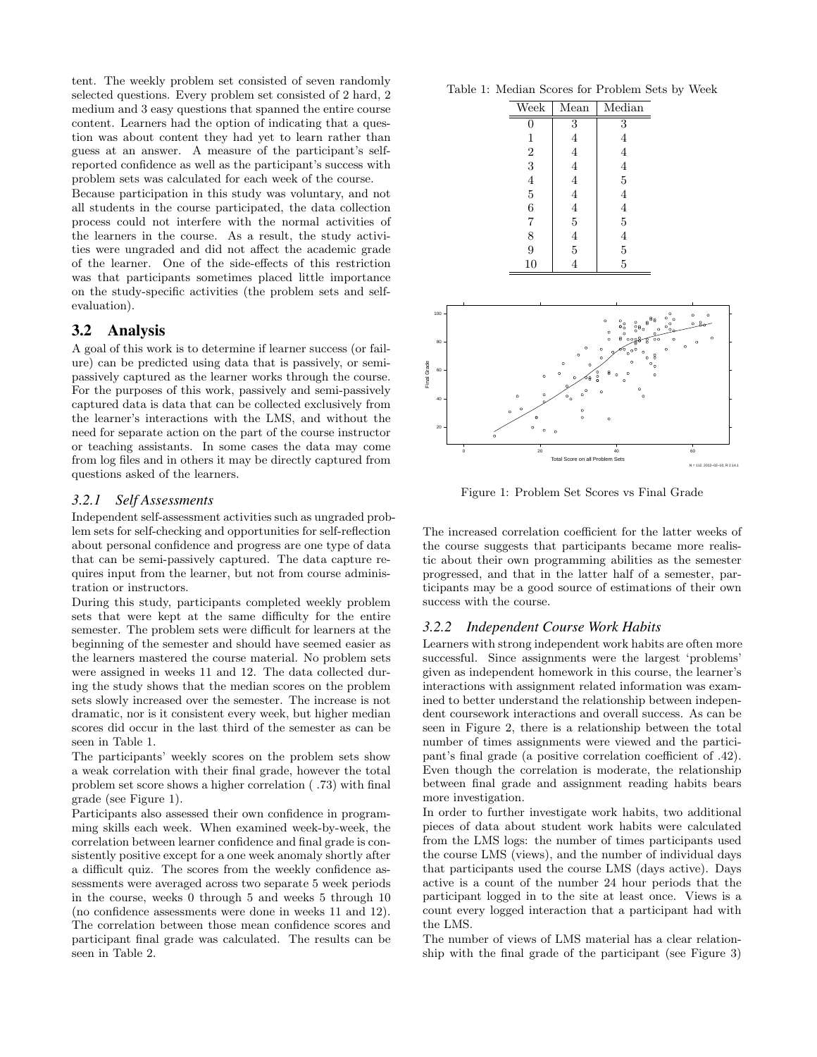tent. The weekly problem set consisted of seven randomly selected questions. Every problem set consisted of 2 hard, 2 medium and 3 easy questions that spanned the entire course content. Learners had the option of indicating that a question was about content they had yet to learn rather than guess at an answer. A measure of the participant's self-reported confidence as well as the participant's success with problem sets was calculated for each week of the course.

Because participation in this study was voluntary, and not all students in the course participated, the data collection process could not interfere with the normal activities of the learners in the course. As a result, the study activities were ungraded and did not affect the academic grade of the learner. One of the side-effects of this restriction was that participants sometimes placed little importance on the study-specific activities (the problem sets and self-evaluation).

## 3.2 Analysis

A goal of this work is to determine if learner success (or failure) can be predicted using data that is passively, or semi-passively captured as the learner works through the course. For the purposes of this work, passively and semi-passively captured data is data that can be collected exclusively from the learner's interactions with the LMS, and without the need for separate action on the part of the course instructor or teaching assistants. In some cases the data may come from log files and in others it may be directly captured from questions asked of the learners.

### *3.2.1 Self Assessments*

Independent self-assessment activities such as ungraded problem sets for self-checking and opportunities for self-reflection about personal confidence and progress are one type of data that can be semi-passively captured. The data capture requires input from the learner, but not from course administration or instructors.

During this study, participants completed weekly problem sets that were kept at the same difficulty for the entire semester. The problem sets were difficult for learners at the beginning of the semester and should have seemed easier as the learners mastered the course material. No problem sets were assigned in weeks 11 and 12. The data collected during the study shows that the median scores on the problem sets slowly increased over the semester. The increase is not dramatic, nor is it consistent every week, but higher median scores did occur in the last third of the semester as can be seen in Table 1.

The participants' weekly scores on the problem sets show a weak correlation with their final grade, however the total problem set score shows a higher correlation ( .73) with final grade (see Figure 1).

Participants also assessed their own confidence in programming skills each week. When examined week-by-week, the correlation between learner confidence and final grade is consistently positive except for a one week anomaly shortly after a difficult quiz. The scores from the weekly confidence assessments were averaged across two separate 5 week periods in the course, weeks 0 through 5 and weeks 5 through 10 (no confidence assessments were done in weeks 11 and 12). The correlation between those mean confidence scores and participant final grade was calculated. The results can be seen in Table 2.

Table 1: Median Scores for Problem Sets by Week

| Week | Mean | Median |
|---|---|---|
| 0 | 3 | 3 |
| 1 | 4 | 4 |
| 2 | 4 | 4 |
| 3 | 4 | 4 |
| 4 | 4 | 5 |
| 5 | 4 | 4 |
| 6 | 4 | 4 |
| 7 | 5 | 5 |
| 8 | 4 | 4 |
| 9 | 5 | 5 |
| 10 | 4 | 5 |

Figure 1: Problem Set Scores vs Final Grade

The increased correlation coefficient for the latter weeks of the course suggests that participants became more realistic about their own programming abilities as the semester progressed, and that in the latter half of a semester, participants may be a good source of estimations of their own success with the course.

### *3.2.2 Independent Course Work Habits*

Learners with strong independent work habits are often more successful. Since assignments were the largest 'problems' given as independent homework in this course, the learner's interactions with assignment related information was examined to better understand the relationship between independent coursework interactions and overall success. As can be seen in Figure 2, there is a relationship between the total number of times assignments were viewed and the participant's final grade (a positive correlation coefficient of .42). Even though the correlation is moderate, the relationship between final grade and assignment reading habits bears more investigation.

In order to further investigate work habits, two additional pieces of data about student work habits were calculated from the LMS logs: the number of times participants used the course LMS (views), and the number of individual days that participants used the course LMS (days active). Days active is a count of the number 24 hour periods that the participant logged in to the site at least once. Views is a count every logged interaction that a participant had with the LMS.

The number of views of LMS material has a clear relationship with the final grade of the participant (see Figure 3)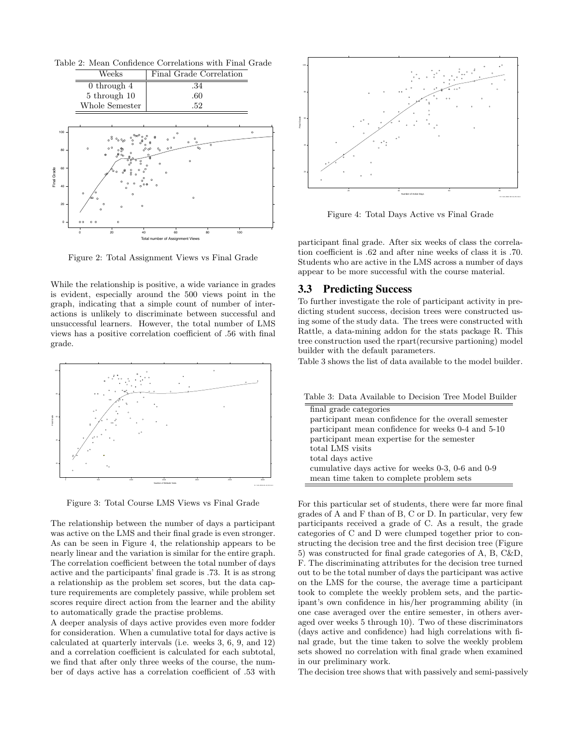Table 2: Mean Confidence Correlations with Final Grade

| Weeks | Final Grade Correlation |
|---|---|
| 0 through 4 | .34 |
| 5 through 10 | .60 |
| Whole Semester | .52 |

Figure 2: Total Assignment Views vs Final Grade

While the relationship is positive, a wide variance in grades is evident, especially around the 500 views point in the graph, indicating that a simple count of number of interactions is unlikely to discriminate between successful and unsuccessful learners. However, the total number of LMS views has a positive correlation coefficient of .56 with final grade.

Figure 3: Total Course LMS Views vs Final Grade

The relationship between the number of days a participant was active on the LMS and their final grade is even stronger. As can be seen in Figure 4, the relationship appears to be nearly linear and the variation is similar for the entire graph. The correlation coefficient between the total number of days active and the participants' final grade is .73. It is as strong a relationship as the problem set scores, but the data capture requirements are completely passive, while problem set scores require direct action from the learner and the ability to automatically grade the practise problems.

A deeper analysis of days active provides even more fodder for consideration. When a cumulative total for days active is calculated at quarterly intervals (i.e. weeks 3, 6, 9, and 12) and a correlation coefficient is calculated for each subtotal, we find that after only three weeks of the course, the number of days active has a correlation coefficient of .53 with participant final grade. After six weeks of class the correlation coefficient is .62 and after nine weeks of class it is .70. Students who are active in the LMS across a number of days appear to be more successful with the course material.

Figure 4: Total Days Active vs Final Grade

## 3.3 Predicting Success

To further investigate the role of participant activity in predicting student success, decision trees were constructed using some of the study data. The trees were constructed with Rattle, a data-mining addon for the stats package R. This tree construction used the rpart(recursive partioning) model builder with the default parameters.

Table 3 shows the list of data available to the model builder.

Table 3: Data Available to Decision Tree Model Builder

| |
|---|
| final grade categories |
| participant mean confidence for the overall semester |
| participant mean confidence for weeks 0-4 and 5-10 |
| participant mean expertise for the semester |
| total LMS visits |
| total days active |
| cumulative days active for weeks 0-3, 0-6 and 0-9 |
| mean time taken to complete problem sets |

For this particular set of students, there were far more final grades of A and F than of B, C or D. In particular, very few participants received a grade of C. As a result, the grade categories of C and D were clumped together prior to constructing the decision tree and the first decision tree (Figure 5) was constructed for final grade categories of A, B, C&D, F. The discriminating attributes for the decision tree turned out to be the total number of days the participant was active on the LMS for the course, the average time a participant took to complete the weekly problem sets, and the participant's own confidence in his/her programming ability (in one case averaged over the entire semester, in others averaged over weeks 5 through 10). Two of these discriminators (days active and confidence) had high correlations with final grade, but the time taken to solve the weekly problem sets showed no correlation with final grade when examined in our preliminary work.

The decision tree shows that with passively and semi-passively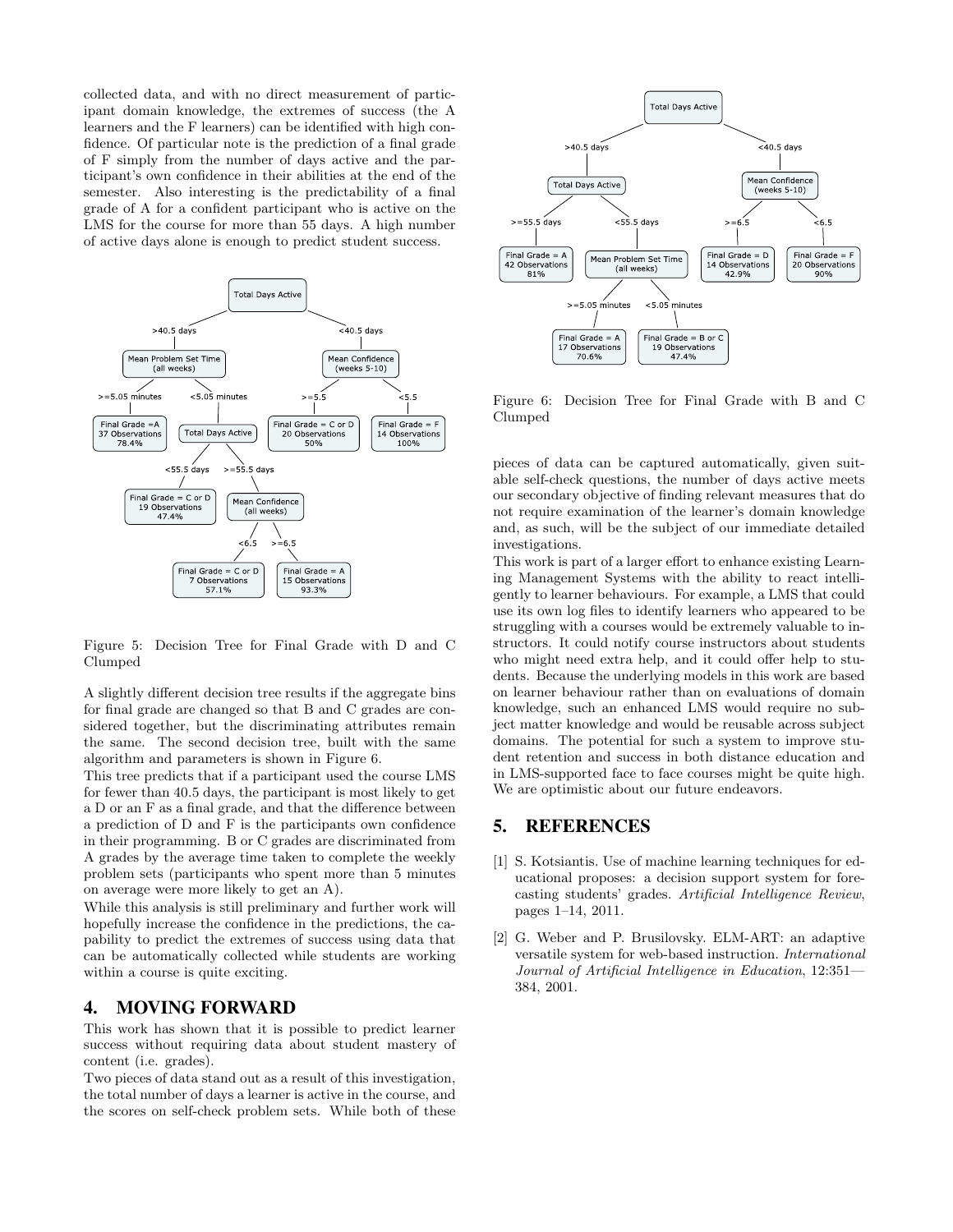collected data, and with no direct measurement of participant domain knowledge, the extremes of success (the A learners and the F learners) can be identified with high confidence. Of particular note is the prediction of a final grade of F simply from the number of days active and the participant's own confidence in their abilities at the end of the semester. Also interesting is the predictability of a final grade of A for a confident participant who is active on the LMS for the course for more than 55 days. A high number of active days alone is enough to predict student success.

Total Days Active
>40.5 days
<40.5 days
Mean Problem Set Time (all weeks)
Mean Confidence (weeks 5-10)
>=5.05 minutes
<5.05 minutes
>=5.5
<5.5
Final Grade =A
37 Observations
78.4%
Total Days Active
Final Grade = C or D
20 Observations
50%
Final Grade = F
14 Observations
100%
<55.5 days
>=55.5 days
Final Grade = C or D
19 Observations
47.4%
Mean Confidence (all weeks)
<6.5
>=6.5
Final Grade = C or D
7 Observations
57.1%
Final Grade = A
15 Observations
93.3%

Figure 5: Decision Tree for Final Grade with D and C Clumped

A slightly different decision tree results if the aggregate bins for final grade are changed so that B and C grades are considered together, but the discriminating attributes remain the same. The second decision tree, built with the same algorithm and parameters is shown in Figure 6.

This tree predicts that if a participant used the course LMS for fewer than 40.5 days, the participant is most likely to get a D or an F as a final grade, and that the difference between a prediction of D and F is the participants own confidence in their programming. B or C grades are discriminated from A grades by the average time taken to complete the weekly problem sets (participants who spent more than 5 minutes on average were more likely to get an A).

While this analysis is still preliminary and further work will hopefully increase the confidence in the predictions, the capability to predict the extremes of success using data that can be automatically collected while students are working within a course is quite exciting.

## 4. MOVING FORWARD

This work has shown that it is possible to predict learner success without requiring data about student mastery of content (i.e. grades).

Two pieces of data stand out as a result of this investigation, the total number of days a learner is active in the course, and the scores on self-check problem sets. While both of these pieces of data can be captured automatically, given suitable self-check questions, the number of days active meets our secondary objective of finding relevant measures that do not require examination of the learner's domain knowledge and, as such, will be the subject of our immediate detailed investigations.

Total Days Active
>40.5 days
<40.5 days
Total Days Active
Mean Confidence (weeks 5-10)
>=55.5 days
<55.5 days
>=6.5
<6.5
Final Grade = A
42 Observations
81%
Mean Problem Set Time (all weeks)
Final Grade = D
14 Observations
42.9%
Final Grade = F
20 Observations
90%
>=5.05 minutes
<5.05 minutes
Final Grade = A
17 Observations
70.6%
Final Grade = B or C
19 Observations
47.4%

Figure 6: Decision Tree for Final Grade with B and C Clumped

This work is part of a larger effort to enhance existing Learning Management Systems with the ability to react intelligently to learner behaviours. For example, a LMS that could use its own log files to identify learners who appeared to be struggling with a courses would be extremely valuable to instructors. It could notify course instructors about students who might need extra help, and it could offer help to students. Because the underlying models in this work are based on learner behaviour rather than on evaluations of domain knowledge, such an enhanced LMS would require no subject matter knowledge and would be reusable across subject domains. The potential for such a system to improve student retention and success in both distance education and in LMS-supported face to face courses might be quite high. We are optimistic about our future endeavors.

## 5. REFERENCES

[1] S. Kotsiantis. Use of machine learning techniques for educational proposes: a decision support system for forecasting students' grades. *Artificial Intelligence Review*, pages 1–14, 2011.

[2] G. Weber and P. Brusilovsky. ELM-ART: an adaptive versatile system for web-based instruction. *International Journal of Artificial Intelligence in Education*, 12:351—384, 2001.